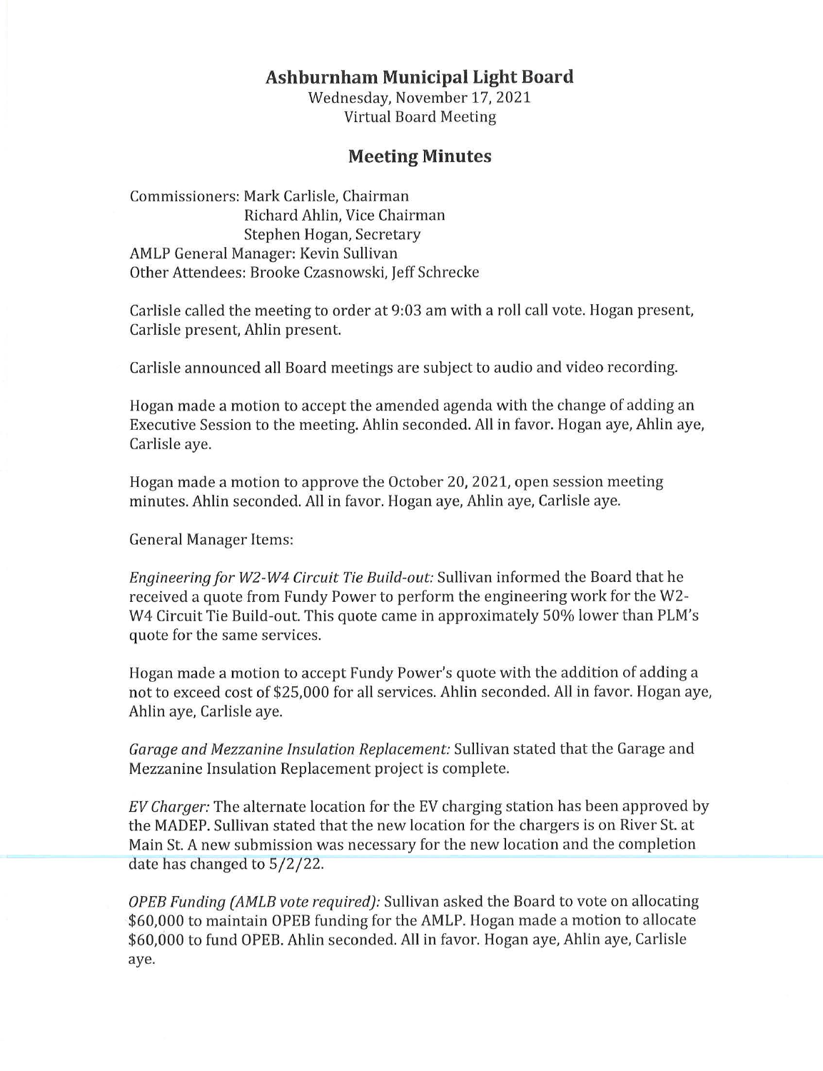# Ashburnham Municipal Light Board

Wednesday, November 17, 2021
Virtual Board Meeting

## Meeting Minutes

Commissioners: Mark Carlisle, Chairman
Richard Ahlin, Vice Chairman
Stephen Hogan, Secretary
AMLP General Manager: Kevin Sullivan
Other Attendees: Brooke Czasnowski, Jeff Schrecke

Carlisle called the meeting to order at 9:03 am with a roll call vote. Hogan present, Carlisle present, Ahlin present.

Carlisle announced all Board meetings are subject to audio and video recording.

Hogan made a motion to accept the amended agenda with the change of adding an Executive Session to the meeting. Ahlin seconded. All in favor. Hogan aye, Ahlin aye, Carlisle aye.

Hogan made a motion to approve the October 20, 2021, open session meeting minutes. Ahlin seconded. All in favor. Hogan aye, Ahlin aye, Carlisle aye.

General Manager Items:

*Engineering for W2-W4 Circuit Tie Build-out:* Sullivan informed the Board that he received a quote from Fundy Power to perform the engineering work for the W2-W4 Circuit Tie Build-out. This quote came in approximately 50% lower than PLM's quote for the same services.

Hogan made a motion to accept Fundy Power's quote with the addition of adding a not to exceed cost of $25,000 for all services. Ahlin seconded. All in favor. Hogan aye, Ahlin aye, Carlisle aye.

*Garage and Mezzanine Insulation Replacement:* Sullivan stated that the Garage and Mezzanine Insulation Replacement project is complete.

*EV Charger:* The alternate location for the EV charging station has been approved by the MADEP. Sullivan stated that the new location for the chargers is on River St. at Main St. A new submission was necessary for the new location and the completion date has changed to 5/2/22.

*OPEB Funding (AMLB vote required):* Sullivan asked the Board to vote on allocating $60,000 to maintain OPEB funding for the AMLP. Hogan made a motion to allocate $60,000 to fund OPEB. Ahlin seconded. All in favor. Hogan aye, Ahlin aye, Carlisle aye.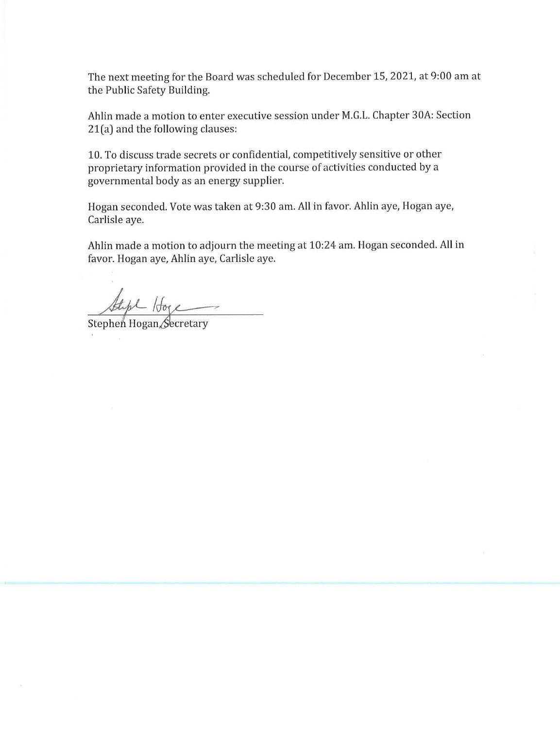The next meeting for the Board was scheduled for December 15, 2021, at 9:00 am at the Public Safety Building.

Ahlin made a motion to enter executive session under M.G.L. Chapter 30A: Section 21(a) and the following clauses:

10. To discuss trade secrets or confidential, competitively sensitive or other proprietary information provided in the course of activities conducted by a governmental body as an energy supplier.

Hogan seconded. Vote was taken at 9:30 am. All in favor. Ahlin aye, Hogan aye, Carlisle aye.

Ahlin made a motion to adjourn the meeting at 10:24 am. Hogan seconded. All in favor. Hogan aye, Ahlin aye, Carlisle aye.

Stephen Hogan, Secretary